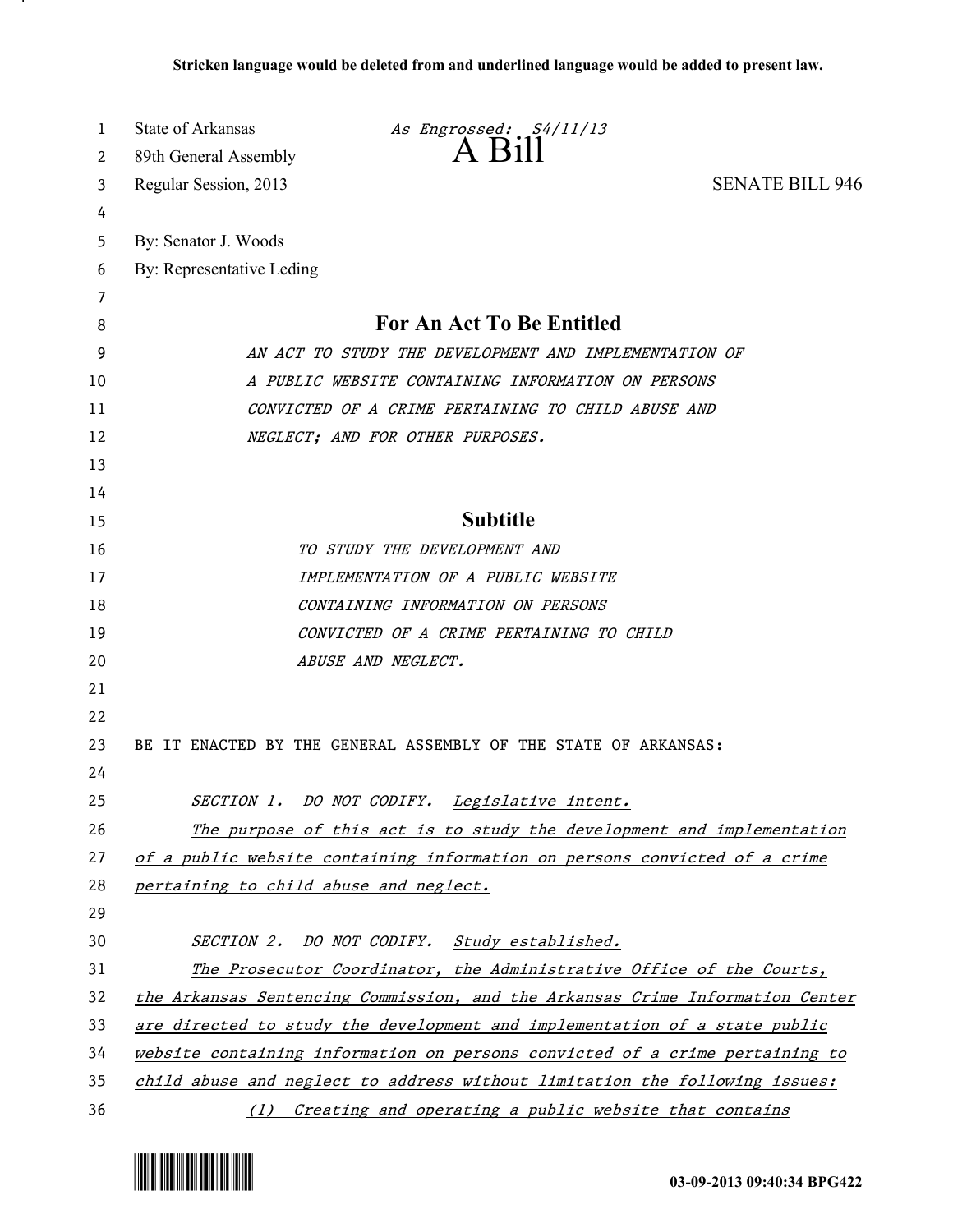**Stricken language would be deleted from and underlined language would be added to present law.**

State of Arkansas *As Engrossed: S4/11/13*
89th General Assembly **A Bill**
Regular Session, 2013 SENATE BILL 946

By: Senator J. Woods
By: Representative Leding

## For An Act To Be Entitled

*AN ACT TO STUDY THE DEVELOPMENT AND IMPLEMENTATION OF A PUBLIC WEBSITE CONTAINING INFORMATION ON PERSONS CONVICTED OF A CRIME PERTAINING TO CHILD ABUSE AND NEGLECT; AND FOR OTHER PURPOSES.*

## Subtitle

*TO STUDY THE DEVELOPMENT AND IMPLEMENTATION OF A PUBLIC WEBSITE CONTAINING INFORMATION ON PERSONS CONVICTED OF A CRIME PERTAINING TO CHILD ABUSE AND NEGLECT.*

BE IT ENACTED BY THE GENERAL ASSEMBLY OF THE STATE OF ARKANSAS:

*SECTION 1. DO NOT CODIFY.* *Legislative intent.*
*The purpose of this act is to study the development and implementation of a public website containing information on persons convicted of a crime pertaining to child abuse and neglect.*

*SECTION 2. DO NOT CODIFY.* *Study established.*
*The Prosecutor Coordinator, the Administrative Office of the Courts, the Arkansas Sentencing Commission, and the Arkansas Crime Information Center are directed to study the development and implementation of a state public website containing information on persons convicted of a crime pertaining to child abuse and neglect to address without limitation the following issues:*

*(1) Creating and operating a public website that contains*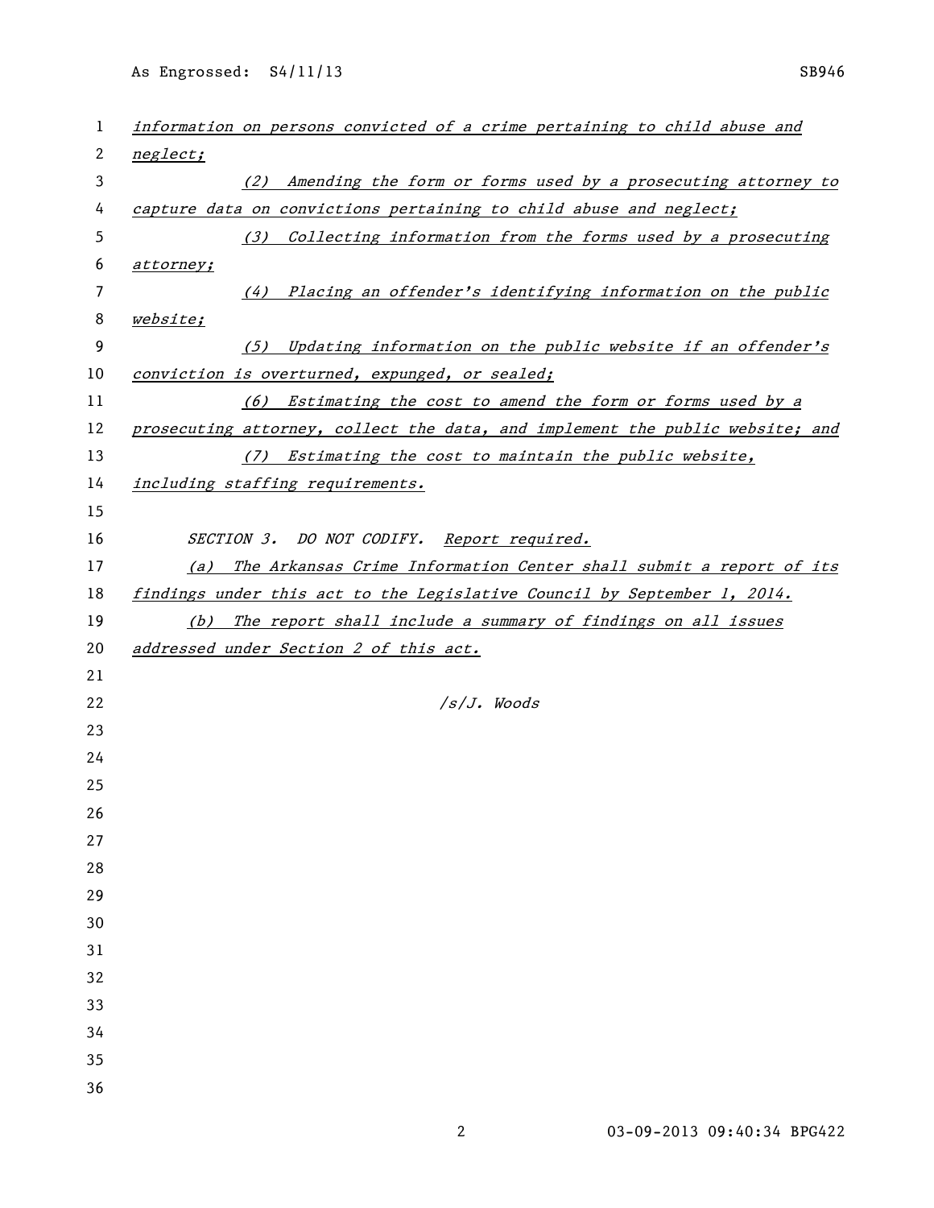*information on persons convicted of a crime pertaining to child abuse and neglect;*

*(2) Amending the form or forms used by a prosecuting attorney to capture data on convictions pertaining to child abuse and neglect;*

*(3) Collecting information from the forms used by a prosecuting attorney;*

*(4) Placing an offender's identifying information on the public website;*

*(5) Updating information on the public website if an offender's conviction is overturned, expunged, or sealed;*

*(6) Estimating the cost to amend the form or forms used by a prosecuting attorney, collect the data, and implement the public website; and*

*(7) Estimating the cost to maintain the public website, including staffing requirements.*

*SECTION 3. DO NOT CODIFY. Report required.*

*(a) The Arkansas Crime Information Center shall submit a report of its findings under this act to the Legislative Council by September 1, 2014.*

*(b) The report shall include a summary of findings on all issues addressed under Section 2 of this act.*

*/s/J. Woods*